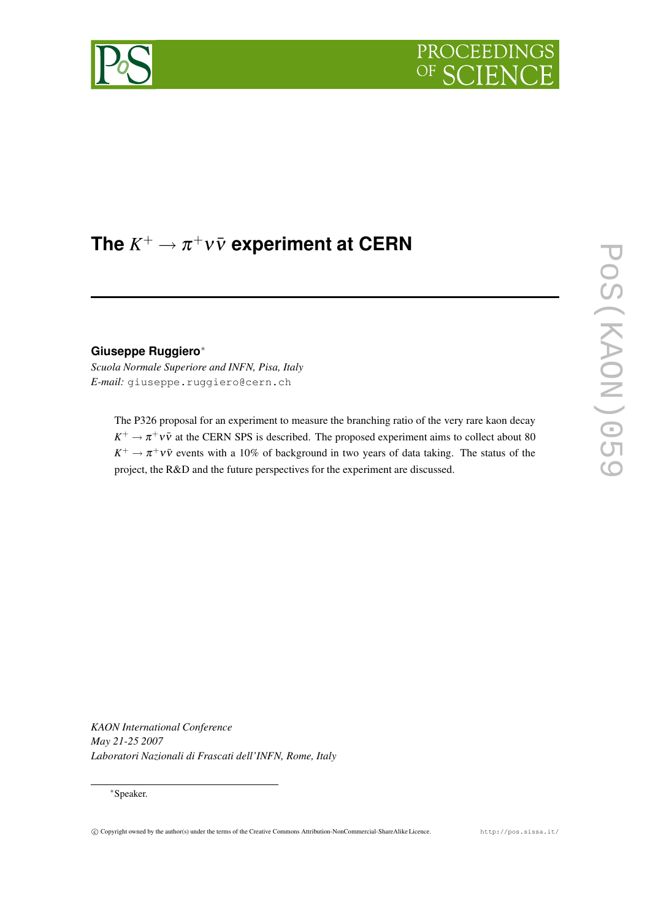# The $K^+ \rightarrow \pi^+ \nu \bar{\nu}$ experiment at CERN

**Giuseppe Ruggiero**[*]

*Scuola Normale Superiore and INFN, Pisa, Italy*

*E-mail:* giuseppe.ruggiero@cern.ch

The P326 proposal for an experiment to measure the branching ratio of the very rare kaon decay $K^+ \rightarrow \pi^+ \nu \bar{\nu}$ at the CERN SPS is described. The proposed experiment aims to collect about 80 $K^+ \rightarrow \pi^+ \nu \bar{\nu}$ events with a 10% of background in two years of data taking. The status of the project, the R&D and the future perspectives for the experiment are discussed.

*KAON International Conference*
*May 21-25 2007*
*Laboratori Nazionali di Frascati dell'INFN, Rome, Italy*

[*] Speaker.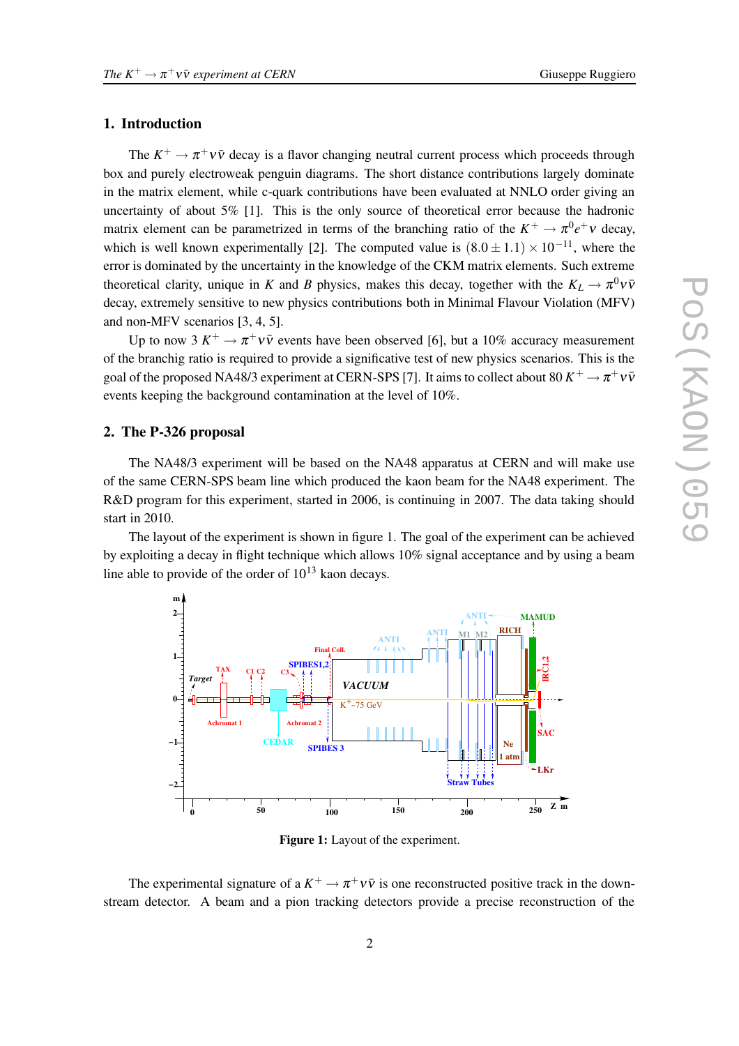## 1. Introduction

The $K^+ \rightarrow \pi^+ \nu\bar{\nu}$ decay is a flavor changing neutral current process which proceeds through box and purely electroweak penguin diagrams. The short distance contributions largely dominate in the matrix element, while c-quark contributions have been evaluated at NNLO order giving an uncertainty of about 5% [1]. This is the only source of theoretical error because the hadronic matrix element can be parametrized in terms of the branching ratio of the $K^+ \rightarrow \pi^0 e^+ \nu$ decay, which is well known experimentally [2]. The computed value is $(8.0 \pm 1.1) \times 10^{-11}$, where the error is dominated by the uncertainty in the knowledge of the CKM matrix elements. Such extreme theoretical clarity, unique in $K$ and $B$ physics, makes this decay, together with the $K_L \rightarrow \pi^0 \nu\bar{\nu}$ decay, extremely sensitive to new physics contributions both in Minimal Flavour Violation (MFV) and non-MFV scenarios [3, 4, 5].

Up to now 3 $K^+ \rightarrow \pi^+ \nu\bar{\nu}$ events have been observed [6], but a 10% accuracy measurement of the branchig ratio is required to provide a significative test of new physics scenarios. This is the goal of the proposed NA48/3 experiment at CERN-SPS [7]. It aims to collect about 80 $K^+ \rightarrow \pi^+ \nu\bar{\nu}$ events keeping the background contamination at the level of 10%.

## 2. The P-326 proposal

The NA48/3 experiment will be based on the NA48 apparatus at CERN and will make use of the same CERN-SPS beam line which produced the kaon beam for the NA48 experiment. The R&D program for this experiment, started in 2006, is continuing in 2007. The data taking should start in 2010.

The layout of the experiment is shown in figure 1. The goal of the experiment can be achieved by exploiting a decay in flight technique which allows 10% signal acceptance and by using a beam line able to provide of the order of $10^{13}$ kaon decays.

m
2
1
0
−1
−2
0
50
100
150
200
250
Z m
Target
TAX
C1 C2
C3
Achromat 1
CEDAR
Achromat 2
SPIBES1,2
SPIBES 3
Final Coll.
VACUUM
$K^+$~75 GeV
ANTI
ANTI
ANTI
M1 M2
RICH
MAMUD
IRC1,2
SAC
Ne
1 atm
LKr
Straw Tubes

**Figure 1:** Layout of the experiment.

The experimental signature of a $K^+ \rightarrow \pi^+ \nu\bar{\nu}$ is one reconstructed positive track in the downstream detector. A beam and a pion tracking detectors provide a precise reconstruction of the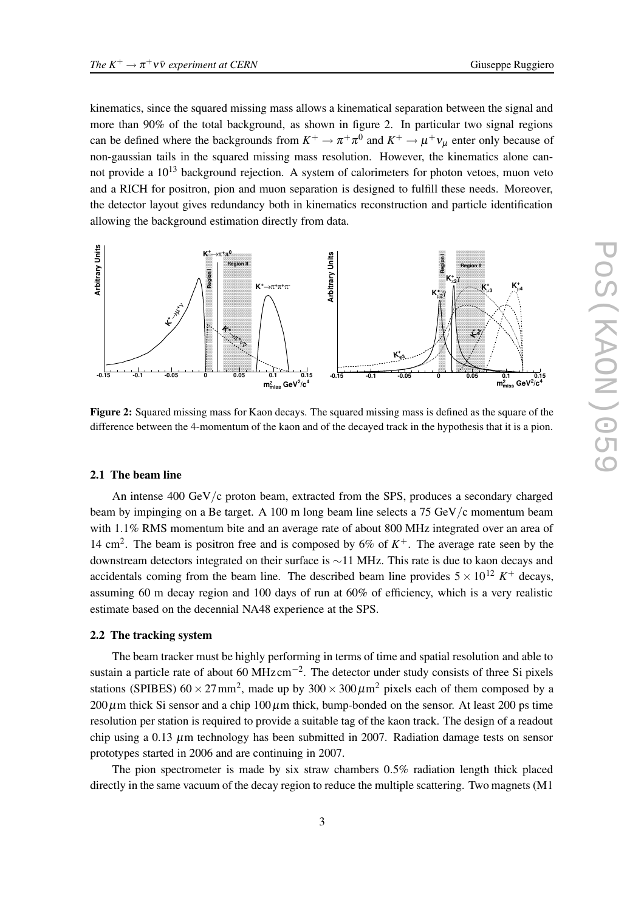kinematics, since the squared missing mass allows a kinematical separation between the signal and more than 90% of the total background, as shown in figure 2. In particular two signal regions can be defined where the backgrounds from $K^+ \rightarrow \pi^+\pi^0$ and $K^+ \rightarrow \mu^+\nu_\mu$ enter only because of non-gaussian tails in the squared missing mass resolution. However, the kinematics alone cannot provide a $10^{13}$ background rejection. A system of calorimeters for photon vetoes, muon veto and a RICH for positron, pion and muon separation is designed to fulfill these needs. Moreover, the detector layout gives redundancy both in kinematics reconstruction and particle identification allowing the background estimation directly from data.

Arbitrary Units

$K^+\rightarrow\pi^+\pi^0$

Region I

Region II

$K^+\rightarrow\pi^+\pi^+\pi^-$

$K^+\rightarrow\mu^+\nu$

$K^+\rightarrow\pi^+\nu\bar{\nu}$

-0.15 -0.1 -0.05 0 0.05 0.1 0.15

$m^2_{miss}$ GeV$^2$/c$^4$

Arbitrary Units

Region I

Region II

$K^+_{\pi2}\gamma$

$K^+_{\mu2}\gamma$

$K^+_{\mu3}$

$K^+_{l4}$

$K^+_{e3}$

$K^+_{e4}$

-0.15 -0.1 -0.05 0 0.05 0.1 0.15

$m^2_{miss}$ GeV$^2$/c$^4$

**Figure 2:** Squared missing mass for Kaon decays. The squared missing mass is defined as the square of the difference between the 4-momentum of the kaon and of the decayed track in the hypothesis that it is a pion.

### 2.1 The beam line

An intense 400 GeV/c proton beam, extracted from the SPS, produces a secondary charged beam by impinging on a Be target. A 100 m long beam line selects a 75 GeV/c momentum beam with 1.1% RMS momentum bite and an average rate of about 800 MHz integrated over an area of 14 cm$^2$. The beam is positron free and is composed by 6% of $K^+$. The average rate seen by the downstream detectors integrated on their surface is $\sim$11 MHz. This rate is due to kaon decays and accidentals coming from the beam line. The described beam line provides $5 \times 10^{12}$ $K^+$ decays, assuming 60 m decay region and 100 days of run at 60% of efficiency, which is a very realistic estimate based on the decennial NA48 experience at the SPS.

### 2.2 The tracking system

The beam tracker must be highly performing in terms of time and spatial resolution and able to sustain a particle rate of about 60 MHz cm$^{-2}$. The detector under study consists of three Si pixels stations (SPIBES) $60 \times 27\,\text{mm}^2$, made up by $300 \times 300\,\mu\text{m}^2$ pixels each of them composed by a $200\,\mu$m thick Si sensor and a chip $100\,\mu$m thick, bump-bonded on the sensor. At least 200 ps time resolution per station is required to provide a suitable tag of the kaon track. The design of a readout chip using a 0.13 $\mu$m technology has been submitted in 2007. Radiation damage tests on sensor prototypes started in 2006 and are continuing in 2007.

The pion spectrometer is made by six straw chambers 0.5% radiation length thick placed directly in the same vacuum of the decay region to reduce the multiple scattering. Two magnets (M1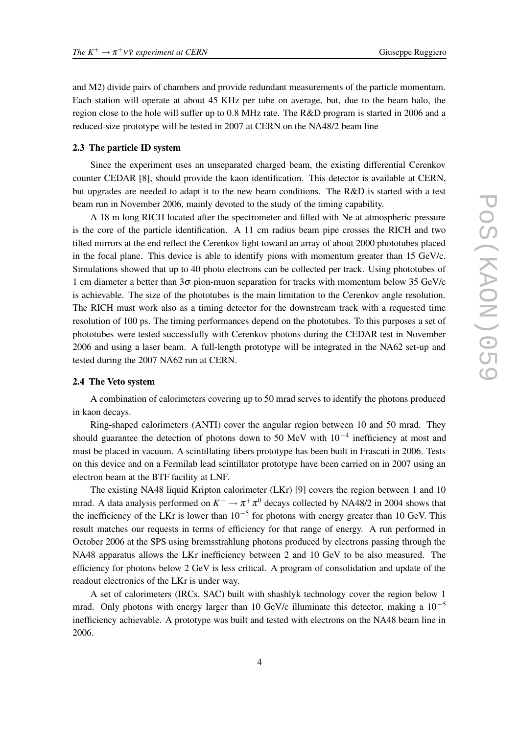and M2) divide pairs of chambers and provide redundant measurements of the particle momentum. Each station will operate at about 45 KHz per tube on average, but, due to the beam halo, the region close to the hole will suffer up to 0.8 MHz rate. The R&D program is started in 2006 and a reduced-size prototype will be tested in 2007 at CERN on the NA48/2 beam line

### 2.3 The particle ID system

Since the experiment uses an unseparated charged beam, the existing differential Cerenkov counter CEDAR [8], should provide the kaon identification. This detector is available at CERN, but upgrades are needed to adapt it to the new beam conditions. The R&D is started with a test beam run in November 2006, mainly devoted to the study of the timing capability.

A 18 m long RICH located after the spectrometer and filled with Ne at atmospheric pressure is the core of the particle identification. A 11 cm radius beam pipe crosses the RICH and two tilted mirrors at the end reflect the Cerenkov light toward an array of about 2000 phototubes placed in the focal plane. This device is able to identify pions with momentum greater than 15 GeV/c. Simulations showed that up to 40 photo electrons can be collected per track. Using phototubes of 1 cm diameter a better than $3\sigma$ pion-muon separation for tracks with momentum below 35 GeV/c is achievable. The size of the phototubes is the main limitation to the Cerenkov angle resolution. The RICH must work also as a timing detector for the downstream track with a requested time resolution of 100 ps. The timing performances depend on the phototubes. To this purposes a set of phototubes were tested successfully with Cerenkov photons during the CEDAR test in November 2006 and using a laser beam. A full-length prototype will be integrated in the NA62 set-up and tested during the 2007 NA62 run at CERN.

### 2.4 The Veto system

A combination of calorimeters covering up to 50 mrad serves to identify the photons produced in kaon decays.

Ring-shaped calorimeters (ANTI) cover the angular region between 10 and 50 mrad. They should guarantee the detection of photons down to 50 MeV with $10^{-4}$ inefficiency at most and must be placed in vacuum. A scintillating fibers prototype has been built in Frascati in 2006. Tests on this device and on a Fermilab lead scintillator prototype have been carried on in 2007 using an electron beam at the BTF facility at LNF.

The existing NA48 liquid Kripton calorimeter (LKr) [9] covers the region between 1 and 10 mrad. A data analysis performed on $K^+ \to \pi^+\pi^0$ decays collected by NA48/2 in 2004 shows that the inefficiency of the LKr is lower than $10^{-5}$ for photons with energy greater than 10 GeV. This result matches our requests in terms of efficiency for that range of energy. A run performed in October 2006 at the SPS using bremsstrahlung photons produced by electrons passing through the NA48 apparatus allows the LKr inefficiency between 2 and 10 GeV to be also measured. The efficiency for photons below 2 GeV is less critical. A program of consolidation and update of the readout electronics of the LKr is under way.

A set of calorimeters (IRCs, SAC) built with shashlyk technology cover the region below 1 mrad. Only photons with energy larger than 10 GeV/c illuminate this detector, making a $10^{-5}$ inefficiency achievable. A prototype was built and tested with electrons on the NA48 beam line in 2006.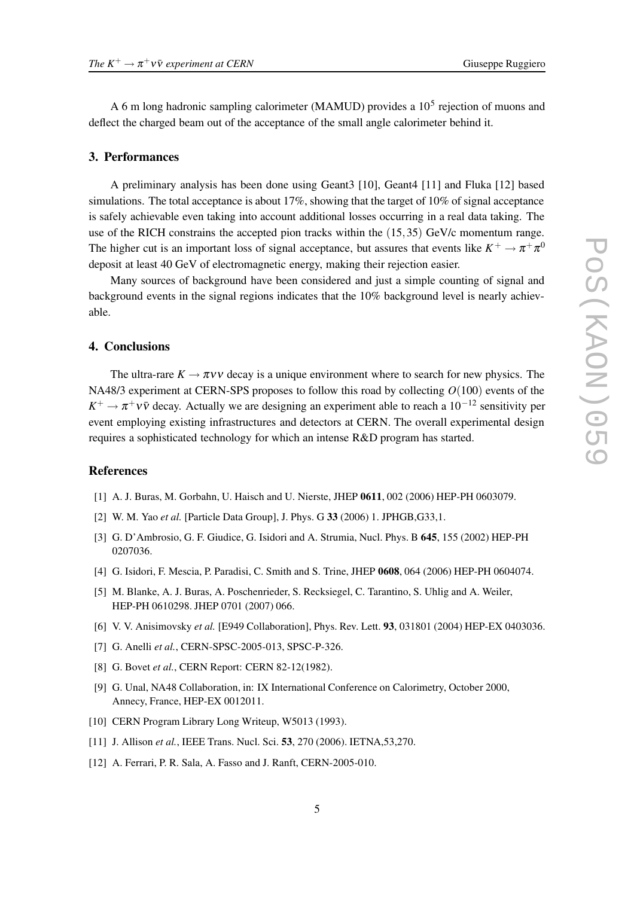A 6 m long hadronic sampling calorimeter (MAMUD) provides a $10^5$ rejection of muons and deflect the charged beam out of the acceptance of the small angle calorimeter behind it.

## 3. Performances

A preliminary analysis has been done using Geant3 [10], Geant4 [11] and Fluka [12] based simulations. The total acceptance is about 17%, showing that the target of 10% of signal acceptance is safely achievable even taking into account additional losses occurring in a real data taking. The use of the RICH constrains the accepted pion tracks within the $(15,35)$ GeV/c momentum range. The higher cut is an important loss of signal acceptance, but assures that events like $K^+ \to \pi^+\pi^0$ deposit at least 40 GeV of electromagnetic energy, making their rejection easier.

Many sources of background have been considered and just a simple counting of signal and background events in the signal regions indicates that the 10% background level is nearly achievable.

## 4. Conclusions

The ultra-rare $K \to \pi\nu\nu$ decay is a unique environment where to search for new physics. The NA48/3 experiment at CERN-SPS proposes to follow this road by collecting $O(100)$ events of the $K^+ \to \pi^+\nu\bar{\nu}$ decay. Actually we are designing an experiment able to reach a $10^{-12}$ sensitivity per event employing existing infrastructures and detectors at CERN. The overall experimental design requires a sophisticated technology for which an intense R&D program has started.

## References

[1] A. J. Buras, M. Gorbahn, U. Haisch and U. Nierste, JHEP **0611**, 002 (2006) HEP-PH 0603079.

[2] W. M. Yao *et al.* [Particle Data Group], J. Phys. G **33** (2006) 1. JPHGB,G33,1.

[3] G. D'Ambrosio, G. F. Giudice, G. Isidori and A. Strumia, Nucl. Phys. B **645**, 155 (2002) HEP-PH 0207036.

[4] G. Isidori, F. Mescia, P. Paradisi, C. Smith and S. Trine, JHEP **0608**, 064 (2006) HEP-PH 0604074.

[5] M. Blanke, A. J. Buras, A. Poschenrieder, S. Recksiegel, C. Tarantino, S. Uhlig and A. Weiler, HEP-PH 0610298. JHEP 0701 (2007) 066.

[6] V. V. Anisimovsky *et al.* [E949 Collaboration], Phys. Rev. Lett. **93**, 031801 (2004) HEP-EX 0403036.

[7] G. Anelli *et al.*, CERN-SPSC-2005-013, SPSC-P-326.

[8] G. Bovet *et al.*, CERN Report: CERN 82-12(1982).

[9] G. Unal, NA48 Collaboration, in: IX International Conference on Calorimetry, October 2000, Annecy, France, HEP-EX 0012011.

[10] CERN Program Library Long Writeup, W5013 (1993).

[11] J. Allison *et al.*, IEEE Trans. Nucl. Sci. **53**, 270 (2006). IETNA,53,270.

[12] A. Ferrari, P. R. Sala, A. Fasso and J. Ranft, CERN-2005-010.